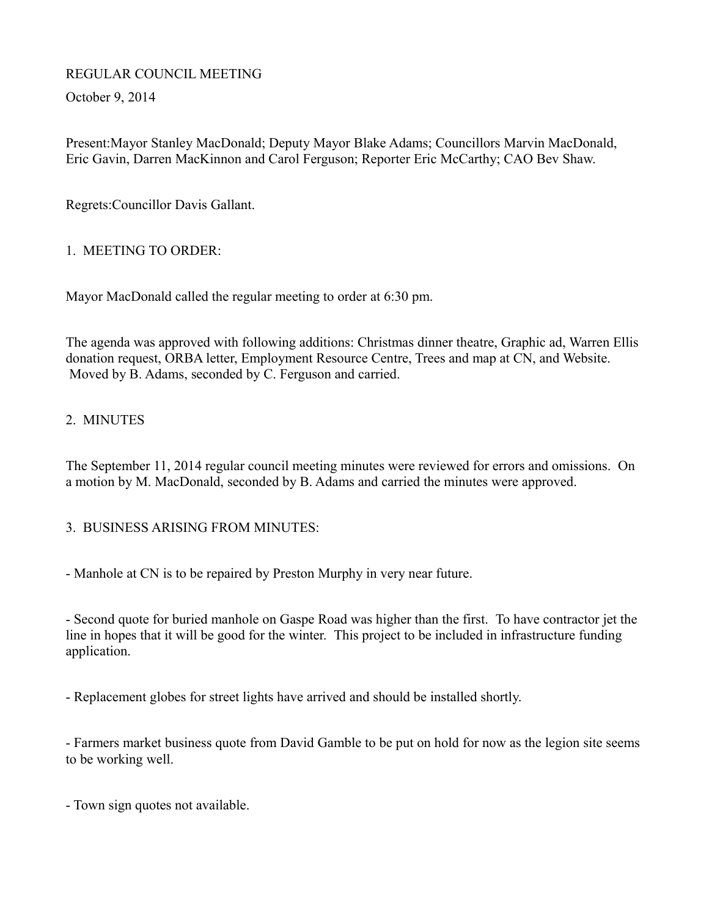# REGULAR COUNCIL MEETING

October 9, 2014

Present:Mayor Stanley MacDonald; Deputy Mayor Blake Adams; Councillors Marvin MacDonald, Eric Gavin, Darren MacKinnon and Carol Ferguson; Reporter Eric McCarthy; CAO Bev Shaw.

Regrets:Councillor Davis Gallant.

## 1. MEETING TO ORDER:

Mayor MacDonald called the regular meeting to order at 6:30 pm.

The agenda was approved with following additions: Christmas dinner theatre, Graphic ad, Warren Ellis donation request, ORBA letter, Employment Resource Centre, Trees and map at CN, and Website. Moved by B. Adams, seconded by C. Ferguson and carried.

## 2. MINUTES

The September 11, 2014 regular council meeting minutes were reviewed for errors and omissions. On a motion by M. MacDonald, seconded by B. Adams and carried the minutes were approved.

## 3. BUSINESS ARISING FROM MINUTES:

- Manhole at CN is to be repaired by Preston Murphy in very near future.

- Second quote for buried manhole on Gaspe Road was higher than the first. To have contractor jet the line in hopes that it will be good for the winter. This project to be included in infrastructure funding application.

- Replacement globes for street lights have arrived and should be installed shortly.

- Farmers market business quote from David Gamble to be put on hold for now as the legion site seems to be working well.

- Town sign quotes not available.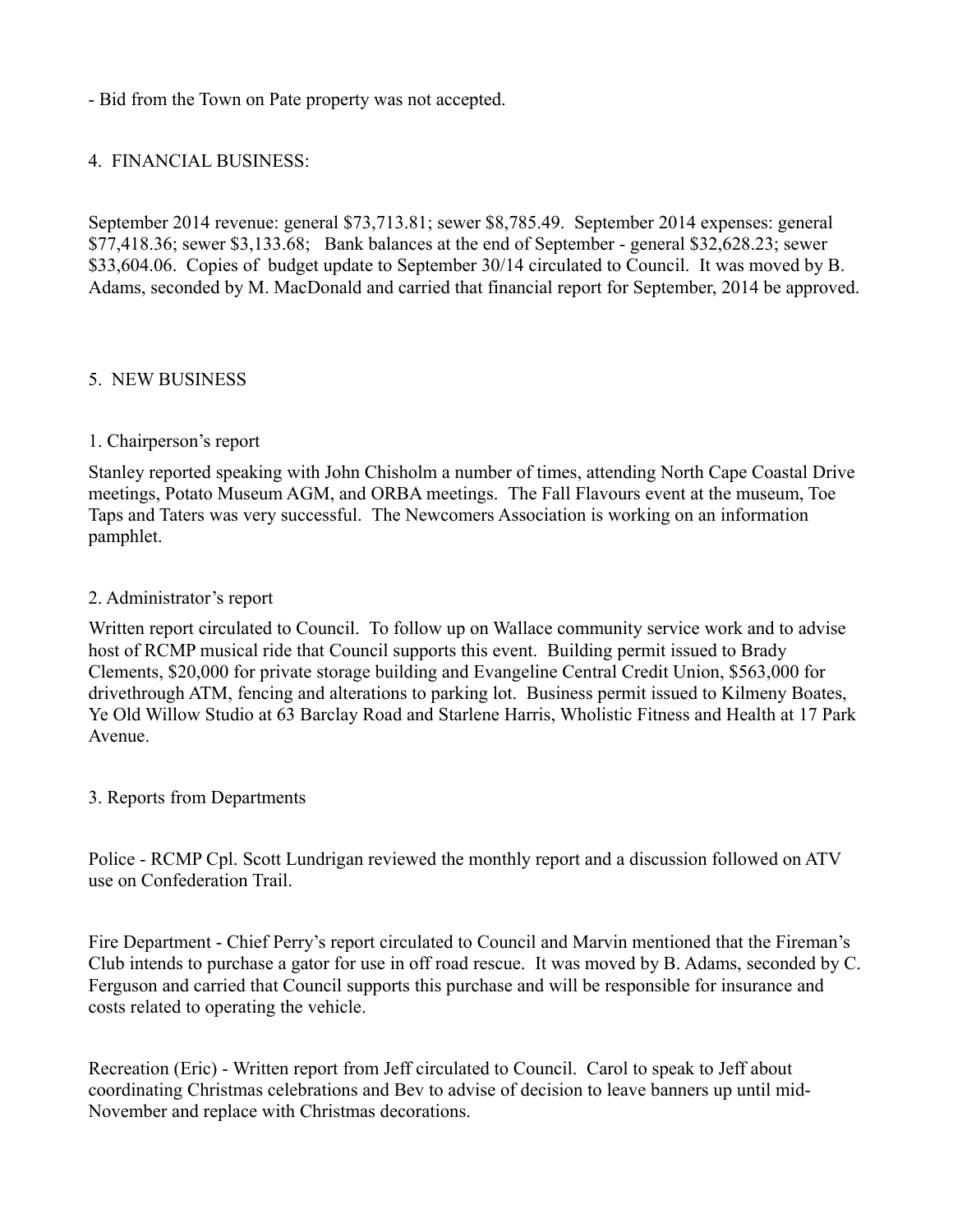- Bid from the Town on Pate property was not accepted.

## 4. FINANCIAL BUSINESS:

September 2014 revenue: general $73,713.81; sewer $8,785.49. September 2014 expenses: general $77,418.36; sewer $3,133.68; Bank balances at the end of September - general $32,628.23; sewer $33,604.06. Copies of budget update to September 30/14 circulated to Council. It was moved by B. Adams, seconded by M. MacDonald and carried that financial report for September, 2014 be approved.

## 5. NEW BUSINESS

### 1. Chairperson's report

Stanley reported speaking with John Chisholm a number of times, attending North Cape Coastal Drive meetings, Potato Museum AGM, and ORBA meetings. The Fall Flavours event at the museum, Toe Taps and Taters was very successful. The Newcomers Association is working on an information pamphlet.

### 2. Administrator's report

Written report circulated to Council. To follow up on Wallace community service work and to advise host of RCMP musical ride that Council supports this event. Building permit issued to Brady Clements, $20,000 for private storage building and Evangeline Central Credit Union, $563,000 for drivethrough ATM, fencing and alterations to parking lot. Business permit issued to Kilmeny Boates, Ye Old Willow Studio at 63 Barclay Road and Starlene Harris, Wholistic Fitness and Health at 17 Park Avenue.

### 3. Reports from Departments

Police - RCMP Cpl. Scott Lundrigan reviewed the monthly report and a discussion followed on ATV use on Confederation Trail.

Fire Department - Chief Perry's report circulated to Council and Marvin mentioned that the Fireman's Club intends to purchase a gator for use in off road rescue. It was moved by B. Adams, seconded by C. Ferguson and carried that Council supports this purchase and will be responsible for insurance and costs related to operating the vehicle.

Recreation (Eric) - Written report from Jeff circulated to Council. Carol to speak to Jeff about coordinating Christmas celebrations and Bev to advise of decision to leave banners up until mid-November and replace with Christmas decorations.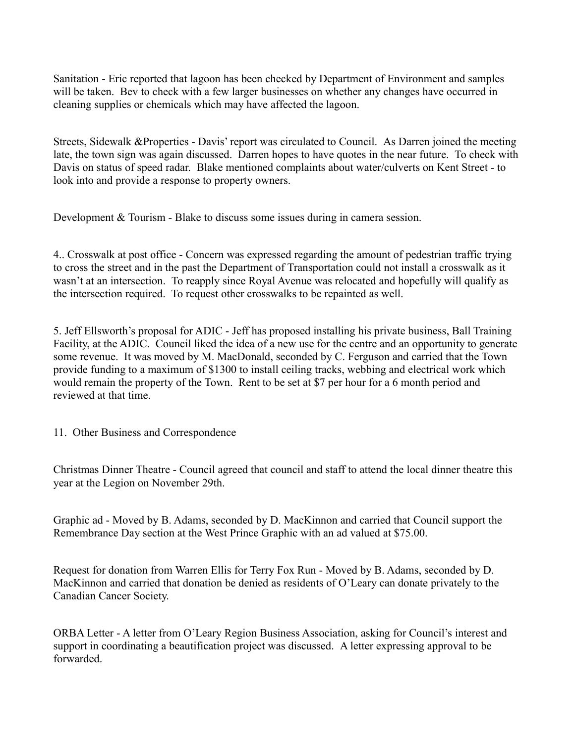Sanitation - Eric reported that lagoon has been checked by Department of Environment and samples will be taken. Bev to check with a few larger businesses on whether any changes have occurred in cleaning supplies or chemicals which may have affected the lagoon.

Streets, Sidewalk &Properties - Davis' report was circulated to Council. As Darren joined the meeting late, the town sign was again discussed. Darren hopes to have quotes in the near future. To check with Davis on status of speed radar. Blake mentioned complaints about water/culverts on Kent Street - to look into and provide a response to property owners.

Development & Tourism - Blake to discuss some issues during in camera session.

4.. Crosswalk at post office - Concern was expressed regarding the amount of pedestrian traffic trying to cross the street and in the past the Department of Transportation could not install a crosswalk as it wasn't at an intersection. To reapply since Royal Avenue was relocated and hopefully will qualify as the intersection required. To request other crosswalks to be repainted as well.

5. Jeff Ellsworth's proposal for ADIC - Jeff has proposed installing his private business, Ball Training Facility, at the ADIC. Council liked the idea of a new use for the centre and an opportunity to generate some revenue. It was moved by M. MacDonald, seconded by C. Ferguson and carried that the Town provide funding to a maximum of $1300 to install ceiling tracks, webbing and electrical work which would remain the property of the Town. Rent to be set at $7 per hour for a 6 month period and reviewed at that time.

11. Other Business and Correspondence

Christmas Dinner Theatre - Council agreed that council and staff to attend the local dinner theatre this year at the Legion on November 29th.

Graphic ad - Moved by B. Adams, seconded by D. MacKinnon and carried that Council support the Remembrance Day section at the West Prince Graphic with an ad valued at $75.00.

Request for donation from Warren Ellis for Terry Fox Run - Moved by B. Adams, seconded by D. MacKinnon and carried that donation be denied as residents of O'Leary can donate privately to the Canadian Cancer Society.

ORBA Letter - A letter from O'Leary Region Business Association, asking for Council's interest and support in coordinating a beautification project was discussed. A letter expressing approval to be forwarded.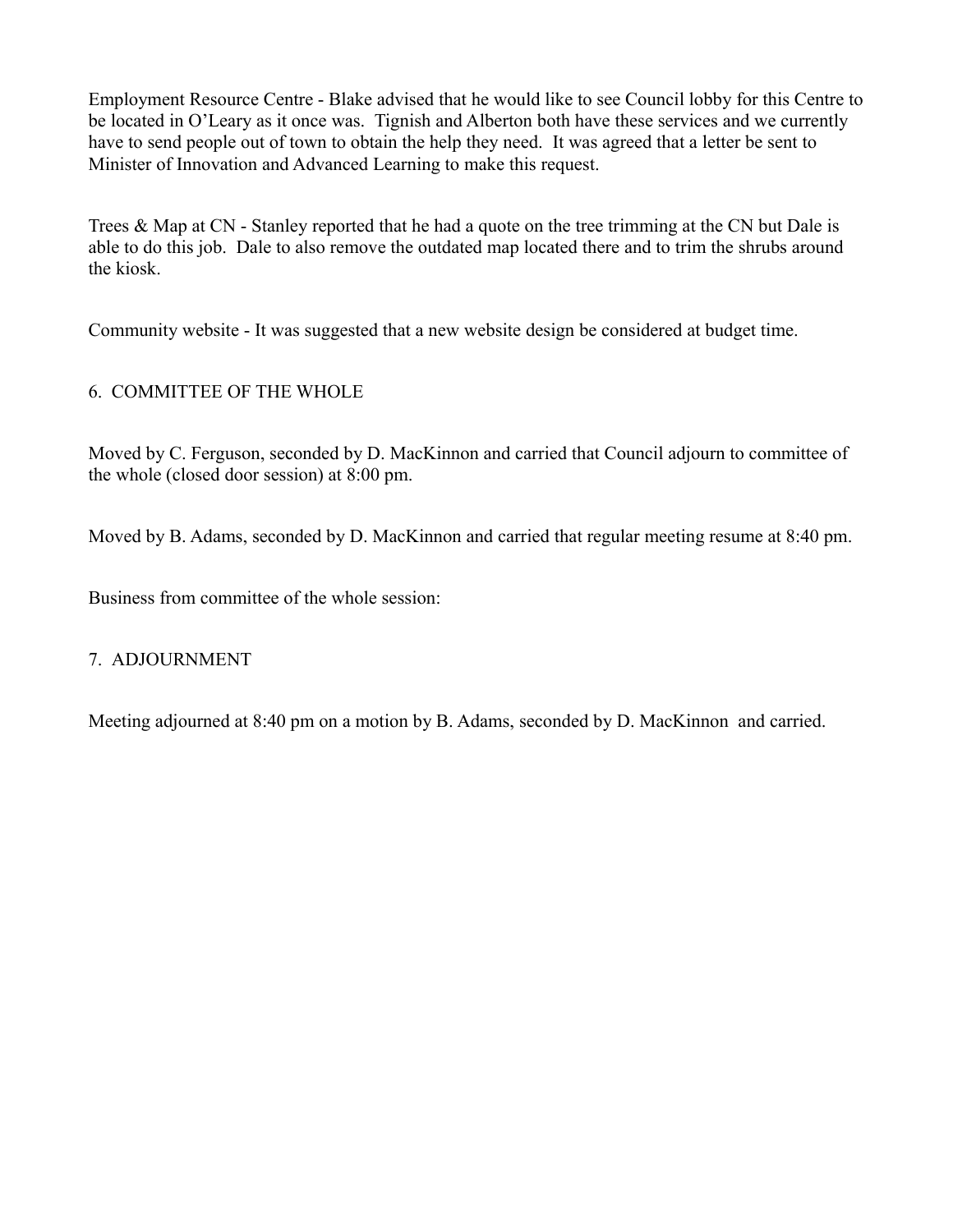Employment Resource Centre - Blake advised that he would like to see Council lobby for this Centre to be located in O'Leary as it once was. Tignish and Alberton both have these services and we currently have to send people out of town to obtain the help they need. It was agreed that a letter be sent to Minister of Innovation and Advanced Learning to make this request.

Trees & Map at CN - Stanley reported that he had a quote on the tree trimming at the CN but Dale is able to do this job. Dale to also remove the outdated map located there and to trim the shrubs around the kiosk.

Community website - It was suggested that a new website design be considered at budget time.

## 6. COMMITTEE OF THE WHOLE

Moved by C. Ferguson, seconded by D. MacKinnon and carried that Council adjourn to committee of the whole (closed door session) at 8:00 pm.

Moved by B. Adams, seconded by D. MacKinnon and carried that regular meeting resume at 8:40 pm.

Business from committee of the whole session:

## 7. ADJOURNMENT

Meeting adjourned at 8:40 pm on a motion by B. Adams, seconded by D. MacKinnon and carried.